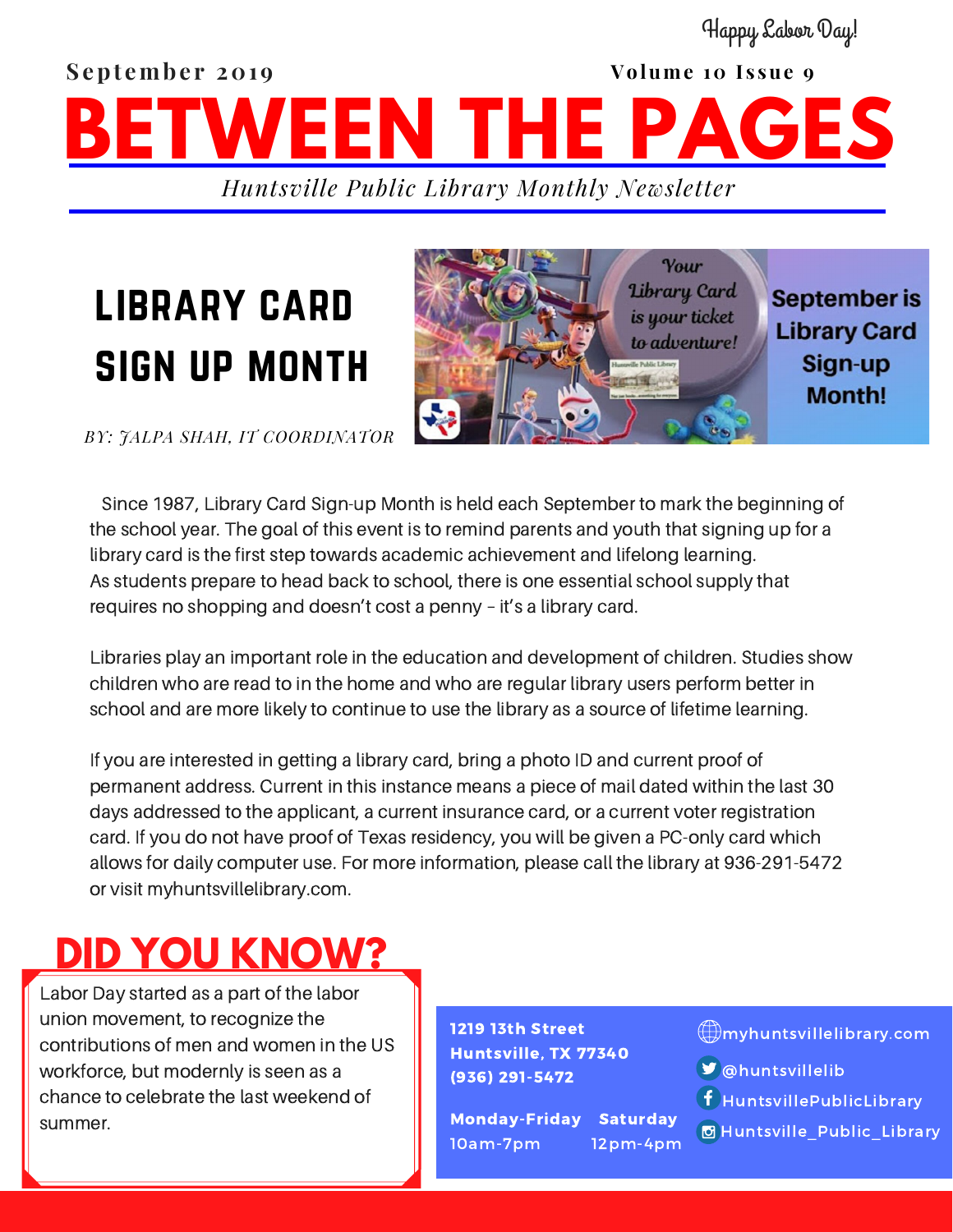Happy Labor Day!

September 2019 Volume 10 Issue 9

# BETWEEN THE PAGES

*Huntsville Public Library Monthly Newsletter*

## LIBRARY CARD SIGN UP MONTH

*BY: JALPA SHAH, IT COORDINATOR*

Your Library Card is your ticket to adventure!

September is Library Card Sign-up Month!

Since 1987, Library Card Sign-up Month is held each September to mark the beginning of the school year. The goal of this event is to remind parents and youth that signing up for a library card is the first step towards academic achievement and lifelong learning. As students prepare to head back to school, there is one essential school supply that requires no shopping and doesn't cost a penny – it's a library card.

Libraries play an important role in the education and development of children. Studies show children who are read to in the home and who are regular library users perform better in school and are more likely to continue to use the library as a source of lifetime learning.

If you are interested in getting a library card, bring a photo ID and current proof of permanent address. Current in this instance means a piece of mail dated within the last 30 days addressed to the applicant, a current insurance card, or a current voter registration card. If you do not have proof of Texas residency, you will be given a PC-only card which allows for daily computer use. For more information, please call the library at 936-291-5472 or visit myhuntsvillelibrary.com.

## DID YOU KNOW?

Labor Day started as a part of the labor union movement, to recognize the contributions of men and women in the US workforce, but modernly is seen as a chance to celebrate the last weekend of summer.

**1219 13th Street**
**Huntsville, TX 77340**
**(936) 291-5472**

**Monday-Friday** 10am-7pm
**Saturday** 12pm-4pm

myhuntsvillelibrary.com
@huntsvillelib
HuntsvillePublicLibrary
Huntsville_Public_Library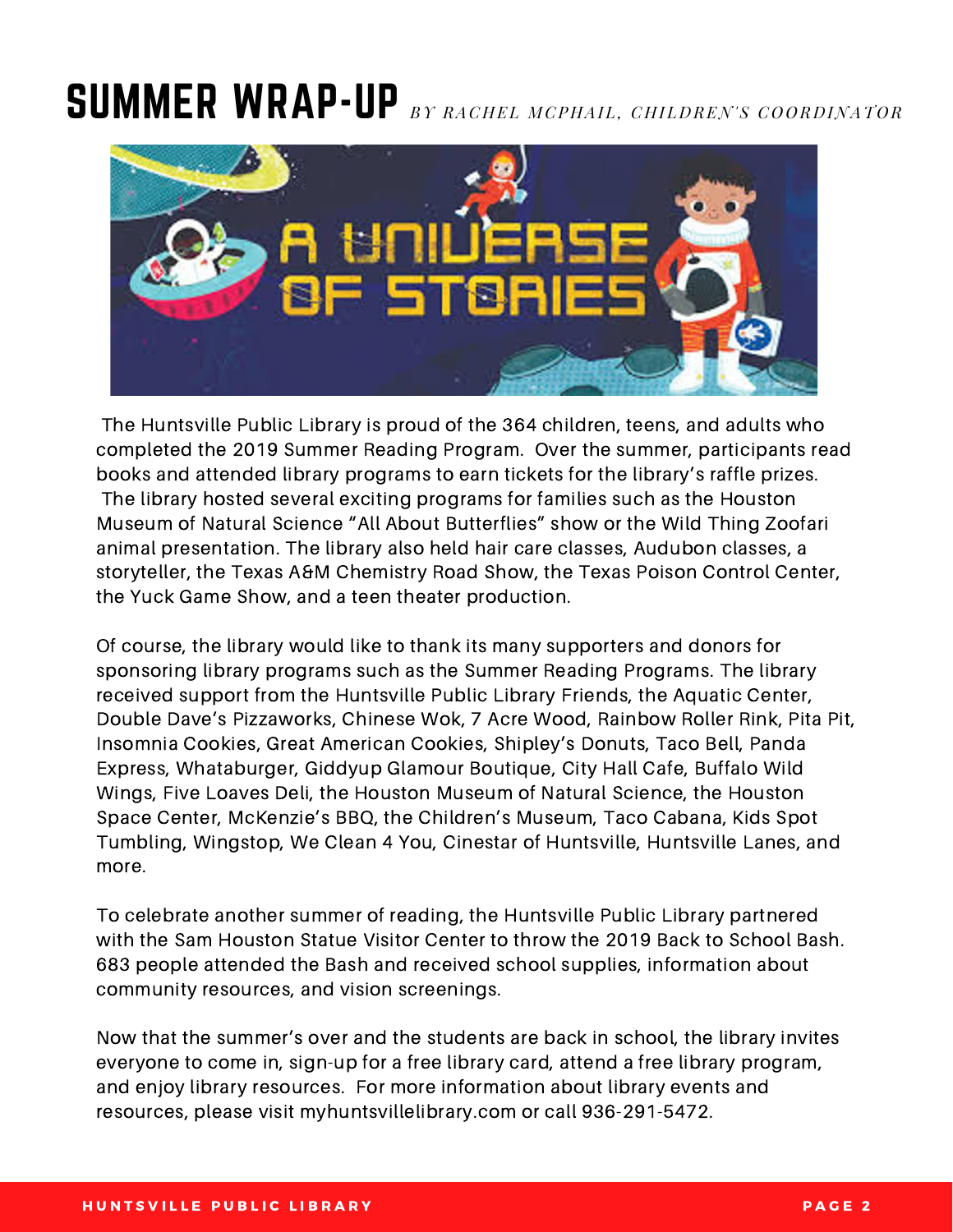# SUMMER WRAP-UP

*BY RACHEL MCPHAIL, CHILDREN'S COORDINATOR*

The Huntsville Public Library is proud of the 364 children, teens, and adults who completed the 2019 Summer Reading Program. Over the summer, participants read books and attended library programs to earn tickets for the library's raffle prizes. The library hosted several exciting programs for families such as the Houston Museum of Natural Science "All About Butterflies" show or the Wild Thing Zoofari animal presentation. The library also held hair care classes, Audubon classes, a storyteller, the Texas A&M Chemistry Road Show, the Texas Poison Control Center, the Yuck Game Show, and a teen theater production.

Of course, the library would like to thank its many supporters and donors for sponsoring library programs such as the Summer Reading Programs. The library received support from the Huntsville Public Library Friends, the Aquatic Center, Double Dave's Pizzaworks, Chinese Wok, 7 Acre Wood, Rainbow Roller Rink, Pita Pit, Insomnia Cookies, Great American Cookies, Shipley's Donuts, Taco Bell, Panda Express, Whataburger, Giddyup Glamour Boutique, City Hall Cafe, Buffalo Wild Wings, Five Loaves Deli, the Houston Museum of Natural Science, the Houston Space Center, McKenzie's BBQ, the Children's Museum, Taco Cabana, Kids Spot Tumbling, Wingstop, We Clean 4 You, Cinestar of Huntsville, Huntsville Lanes, and more.

To celebrate another summer of reading, the Huntsville Public Library partnered with the Sam Houston Statue Visitor Center to throw the 2019 Back to School Bash. 683 people attended the Bash and received school supplies, information about community resources, and vision screenings.

Now that the summer's over and the students are back in school, the library invites everyone to come in, sign-up for a free library card, attend a free library program, and enjoy library resources. For more information about library events and resources, please visit myhuntsvillelibrary.com or call 936-291-5472.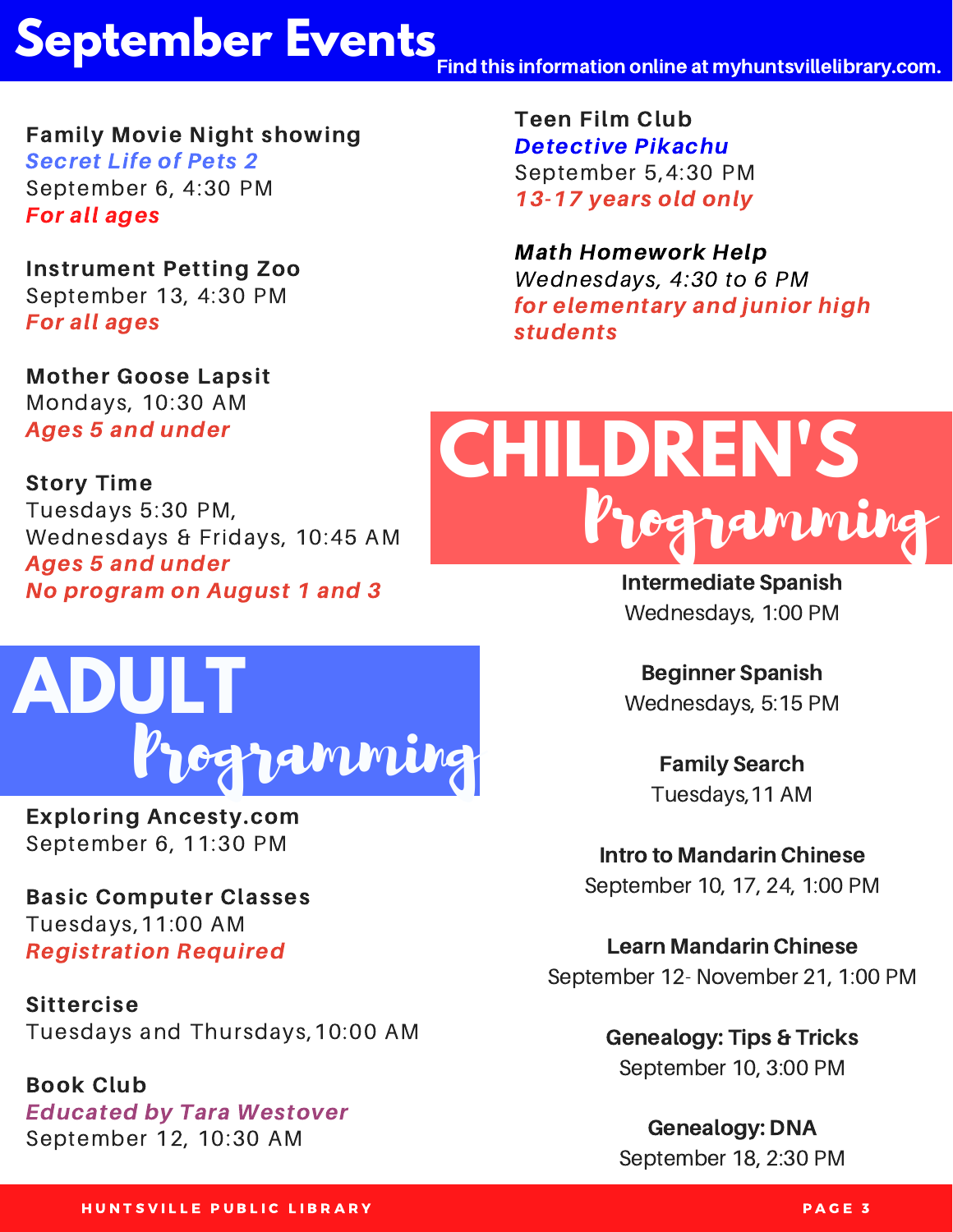# September Events

**Find this information online at myhuntsvillelibrary.com.**

## Children's Programming

**Family Movie Night showing**
*Secret Life of Pets 2*
September 6, 4:30 PM
*For all ages*

**Instrument Petting Zoo**
September 13, 4:30 PM
*For all ages*

**Mother Goose Lapsit**
Mondays, 10:30 AM
*Ages 5 and under*

**Story Time**
Tuesdays 5:30 PM,
Wednesdays & Fridays, 10:45 AM
*Ages 5 and under*
*No program on August 1 and 3*

**Teen Film Club**
*Detective Pikachu*
September 5, 4:30 PM
*13-17 years old only*

***Math Homework Help***
*Wednesdays, 4:30 to 6 PM*
*for elementary and junior high students*

## Adult Programming

**Exploring Ancesty.com**
September 6, 11:30 PM

**Basic Computer Classes**
Tuesdays, 11:00 AM
*Registration Required*

**Sittercise**
Tuesdays and Thursdays, 10:00 AM

**Book Club**
*Educated by Tara Westover*
September 12, 10:30 AM

**Intermediate Spanish**
Wednesdays, 1:00 PM

**Beginner Spanish**
Wednesdays, 5:15 PM

**Family Search**
Tuesdays, 11 AM

**Intro to Mandarin Chinese**
September 10, 17, 24, 1:00 PM

**Learn Mandarin Chinese**
September 12- November 21, 1:00 PM

**Genealogy: Tips & Tricks**
September 10, 3:00 PM

**Genealogy: DNA**
September 18, 2:30 PM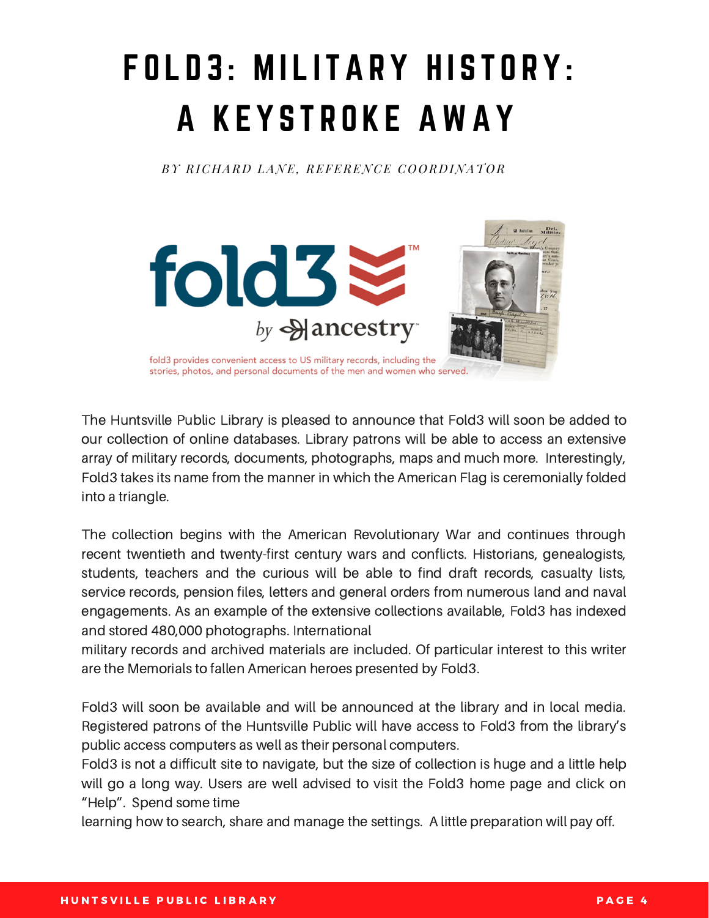# FOLD3: MILITARY HISTORY: A KEYSTROKE AWAY

*BY RICHARD LANE, REFERENCE COORDINATOR*

fold3 provides convenient access to US military records, including the stories, photos, and personal documents of the men and women who served.

The Huntsville Public Library is pleased to announce that Fold3 will soon be added to our collection of online databases. Library patrons will be able to access an extensive array of military records, documents, photographs, maps and much more. Interestingly, Fold3 takes its name from the manner in which the American Flag is ceremonially folded into a triangle.

The collection begins with the American Revolutionary War and continues through recent twentieth and twenty-first century wars and conflicts. Historians, genealogists, students, teachers and the curious will be able to find draft records, casualty lists, service records, pension files, letters and general orders from numerous land and naval engagements. As an example of the extensive collections available, Fold3 has indexed and stored 480,000 photographs. International military records and archived materials are included. Of particular interest to this writer are the Memorials to fallen American heroes presented by Fold3.

Fold3 will soon be available and will be announced at the library and in local media. Registered patrons of the Huntsville Public will have access to Fold3 from the library's public access computers as well as their personal computers.

Fold3 is not a difficult site to navigate, but the size of collection is huge and a little help will go a long way. Users are well advised to visit the Fold3 home page and click on "Help". Spend some time learning how to search, share and manage the settings. A little preparation will pay off.